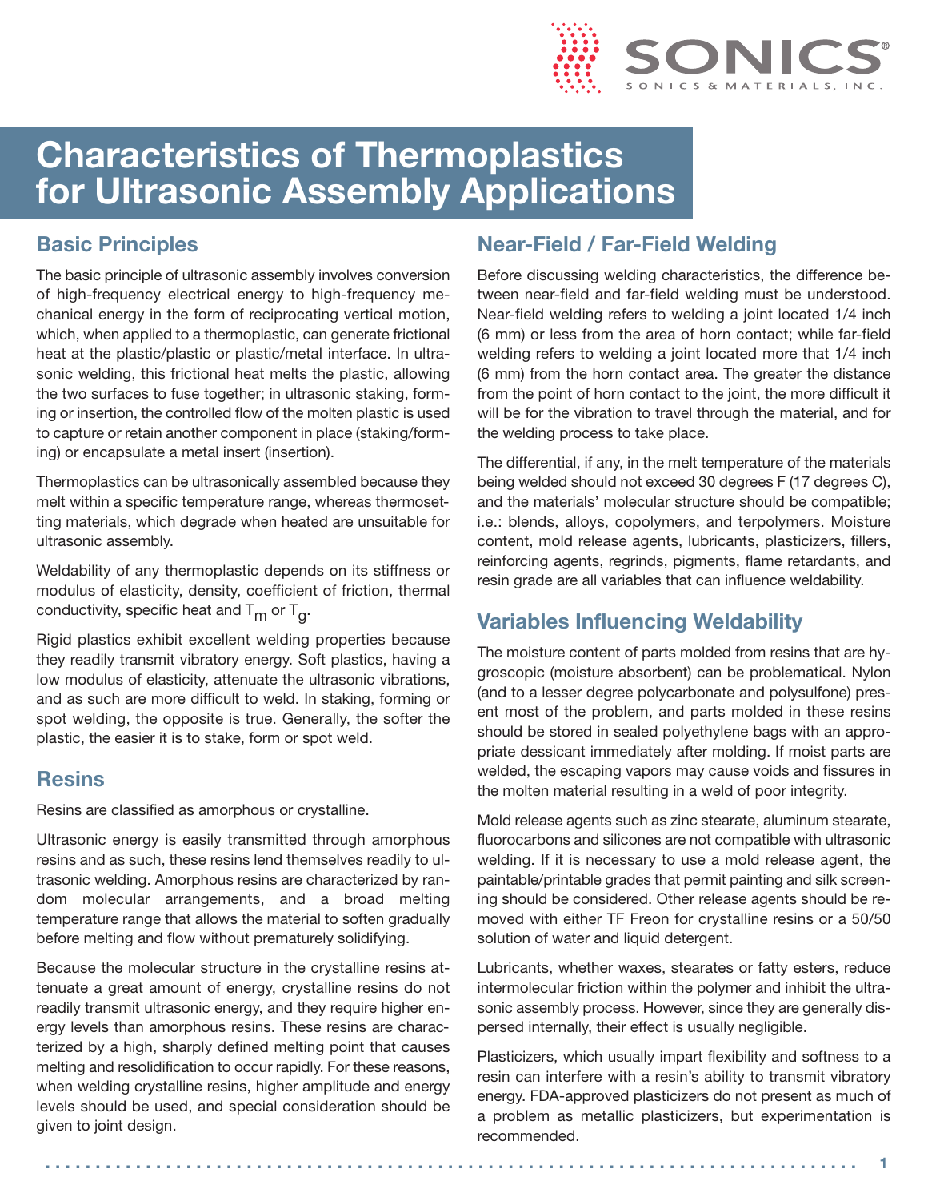# Characteristics of Thermoplastics for Ultrasonic Assembly Applications

## Basic Principles

The basic principle of ultrasonic assembly involves conversion of high-frequency electrical energy to high-frequency mechanical energy in the form of reciprocating vertical motion, which, when applied to a thermoplastic, can generate frictional heat at the plastic/plastic or plastic/metal interface. In ultrasonic welding, this frictional heat melts the plastic, allowing the two surfaces to fuse together; in ultrasonic staking, forming or insertion, the controlled flow of the molten plastic is used to capture or retain another component in place (staking/forming) or encapsulate a metal insert (insertion).

Thermoplastics can be ultrasonically assembled because they melt within a specific temperature range, whereas thermosetting materials, which degrade when heated are unsuitable for ultrasonic assembly.

Weldability of any thermoplastic depends on its stiffness or modulus of elasticity, density, coefficient of friction, thermal conductivity, specific heat and $T_m$ or $T_g$.

Rigid plastics exhibit excellent welding properties because they readily transmit vibratory energy. Soft plastics, having a low modulus of elasticity, attenuate the ultrasonic vibrations, and as such are more difficult to weld. In staking, forming or spot welding, the opposite is true. Generally, the softer the plastic, the easier it is to stake, form or spot weld.

## Resins

Resins are classified as amorphous or crystalline.

Ultrasonic energy is easily transmitted through amorphous resins and as such, these resins lend themselves readily to ultrasonic welding. Amorphous resins are characterized by random molecular arrangements, and a broad melting temperature range that allows the material to soften gradually before melting and flow without prematurely solidifying.

Because the molecular structure in the crystalline resins attenuate a great amount of energy, crystalline resins do not readily transmit ultrasonic energy, and they require higher energy levels than amorphous resins. These resins are characterized by a high, sharply defined melting point that causes melting and resolidification to occur rapidly. For these reasons, when welding crystalline resins, higher amplitude and energy levels should be used, and special consideration should be given to joint design.

## Near-Field / Far-Field Welding

Before discussing welding characteristics, the difference between near-field and far-field welding must be understood. Near-field welding refers to welding a joint located 1/4 inch (6 mm) or less from the area of horn contact; while far-field welding refers to welding a joint located more that 1/4 inch (6 mm) from the horn contact area. The greater the distance from the point of horn contact to the joint, the more difficult it will be for the vibration to travel through the material, and for the welding process to take place.

The differential, if any, in the melt temperature of the materials being welded should not exceed 30 degrees F (17 degrees C), and the materials' molecular structure should be compatible; i.e.: blends, alloys, copolymers, and terpolymers. Moisture content, mold release agents, lubricants, plasticizers, fillers, reinforcing agents, regrinds, pigments, flame retardants, and resin grade are all variables that can influence weldability.

## Variables Influencing Weldability

The moisture content of parts molded from resins that are hygroscopic (moisture absorbent) can be problematical. Nylon (and to a lesser degree polycarbonate and polysulfone) present most of the problem, and parts molded in these resins should be stored in sealed polyethylene bags with an appropriate dessicant immediately after molding. If moist parts are welded, the escaping vapors may cause voids and fissures in the molten material resulting in a weld of poor integrity.

Mold release agents such as zinc stearate, aluminum stearate, fluorocarbons and silicones are not compatible with ultrasonic welding. If it is necessary to use a mold release agent, the paintable/printable grades that permit painting and silk screening should be considered. Other release agents should be removed with either TF Freon for crystalline resins or a 50/50 solution of water and liquid detergent.

Lubricants, whether waxes, stearates or fatty esters, reduce intermolecular friction within the polymer and inhibit the ultrasonic assembly process. However, since they are generally dispersed internally, their effect is usually negligible.

Plasticizers, which usually impart flexibility and softness to a resin can interfere with a resin's ability to transmit vibratory energy. FDA-approved plasticizers do not present as much of a problem as metallic plasticizers, but experimentation is recommended.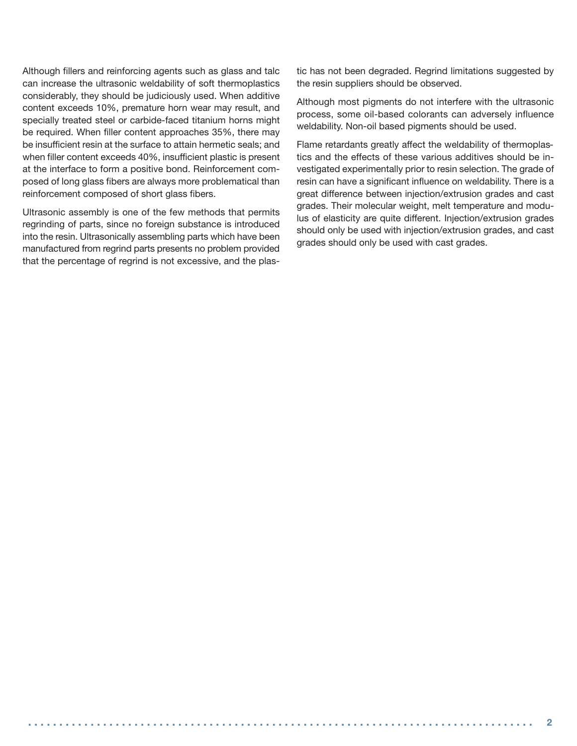Although fillers and reinforcing agents such as glass and talc can increase the ultrasonic weldability of soft thermoplastics considerably, they should be judiciously used. When additive content exceeds 10%, premature horn wear may result, and specially treated steel or carbide-faced titanium horns might be required. When filler content approaches 35%, there may be insufficient resin at the surface to attain hermetic seals; and when filler content exceeds 40%, insufficient plastic is present at the interface to form a positive bond. Reinforcement composed of long glass fibers are always more problematical than reinforcement composed of short glass fibers.

Ultrasonic assembly is one of the few methods that permits regrinding of parts, since no foreign substance is introduced into the resin. Ultrasonically assembling parts which have been manufactured from regrind parts presents no problem provided that the percentage of regrind is not excessive, and the plastic has not been degraded. Regrind limitations suggested by the resin suppliers should be observed.

Although most pigments do not interfere with the ultrasonic process, some oil-based colorants can adversely influence weldability. Non-oil based pigments should be used.

Flame retardants greatly affect the weldability of thermoplastics and the effects of these various additives should be investigated experimentally prior to resin selection. The grade of resin can have a significant influence on weldability. There is a great difference between injection/extrusion grades and cast grades. Their molecular weight, melt temperature and modulus of elasticity are quite different. Injection/extrusion grades should only be used with injection/extrusion grades, and cast grades should only be used with cast grades.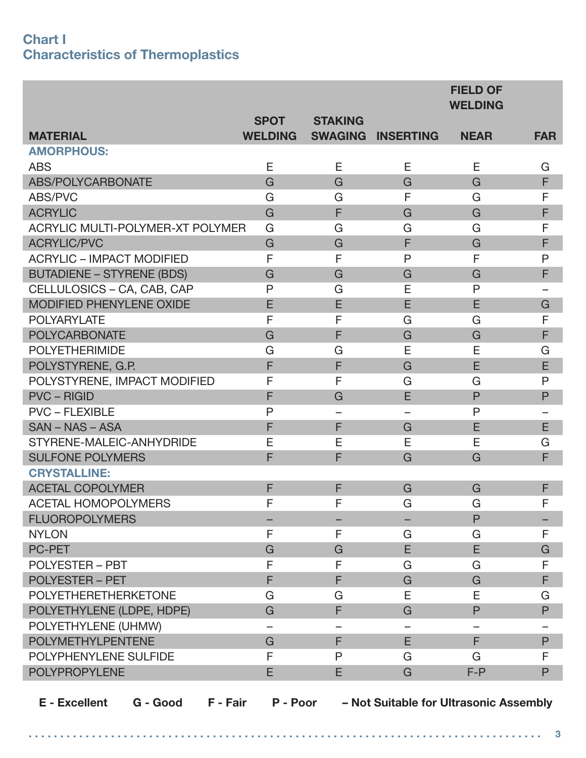## Chart I
## Characteristics of Thermoplastics

| MATERIAL | SPOT WELDING | STAKING SWAGING | INSERTING | FIELD OF WELDING NEAR | FIELD OF WELDING FAR |
|---|---|---|---|---|---|
| **AMORPHOUS:** | | | | | |
| ABS | E | E | E | E | G |
| ABS/POLYCARBONATE | G | G | G | G | F |
| ABS/PVC | G | G | F | G | F |
| ACRYLIC | G | F | G | G | F |
| ACRYLIC MULTI-POLYMER-XT POLYMER | G | G | G | G | F |
| ACRYLIC/PVC | G | G | F | G | F |
| ACRYLIC – IMPACT MODIFIED | F | F | P | F | P |
| BUTADIENE – STYRENE (BDS) | G | G | G | G | F |
| CELLULOSICS – CA, CAB, CAP | P | G | E | P | – |
| MODIFIED PHENYLENE OXIDE | E | E | E | E | G |
| POLYARYLATE | F | F | G | G | F |
| POLYCARBONATE | G | F | G | G | F |
| POLYETHERIMIDE | G | G | E | E | G |
| POLYSTYRENE, G.P. | F | F | G | E | E |
| POLYSTYRENE, IMPACT MODIFIED | F | F | G | G | P |
| PVC – RIGID | F | G | E | P | P |
| PVC – FLEXIBLE | P | – | – | P | – |
| SAN – NAS – ASA | F | F | G | E | E |
| STYRENE-MALEIC-ANHYDRIDE | E | E | E | E | G |
| SULFONE POLYMERS | F | F | G | G | F |
| **CRYSTALLINE:** | | | | | |
| ACETAL COPOLYMER | F | F | G | G | F |
| ACETAL HOMOPOLYMERS | F | F | G | G | F |
| FLUOROPOLYMERS | – | – | – | P | – |
| NYLON | F | F | G | G | F |
| PC-PET | G | G | E | E | G |
| POLYESTER – PBT | F | F | G | G | F |
| POLYESTER – PET | F | F | G | G | F |
| POLYETHERETHERKETONE | G | G | E | E | G |
| POLYETHYLENE (LDPE, HDPE) | G | F | G | P | P |
| POLYETHYLENE (UHMW) | – | – | – | – | – |
| POLYMETHYLPENTENE | G | F | E | F | P |
| POLYPHENYLENE SULFIDE | F | P | G | G | F |
| POLYPROPYLENE | E | E | G | F-P | P |

**E - Excellent** **G - Good** **F - Fair** **P - Poor** **– Not Suitable for Ultrasonic Assembly**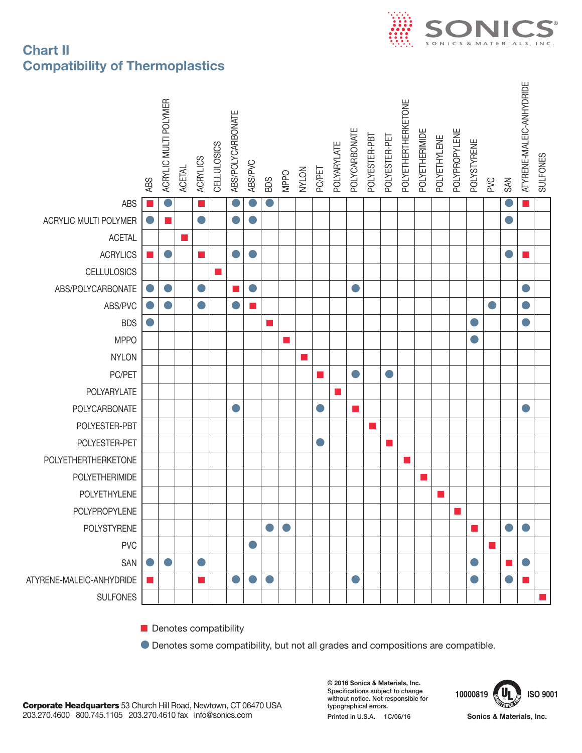# Chart II
# Compatibility of Thermoplastics

| | ABS | ACRYLIC MULTI POLYMER | ACETAL | ACRYLICS | CELLULOSICS | ABS/POLYCARBONATE | ABS/PVC | BDS | MPPO | NYLON | PC/PET | POLYARYLATE | POLYCARBONATE | POLYESTER-PBT | POLYESTER-PET | POLYETHERTHERKETONE | POLYETHERIMIDE | POLYETHYLENE | POLYPROPYLENE | POLYSTYRENE | PVC | SAN | ATYRENE-MALEIC-ANHYDRIDE | SULFONES |
|---|---|---|---|---|---|---|---|---|---|---|---|---|---|---|---|---|---|---|---|---|---|---|---|---|
| ABS | ■ | ● | | ■ | | ● | ● | ● | | | | | | | | | | | | | | ● | ■ | |
| ACRYLIC MULTI POLYMER | ● | ■ | | ● | | ● | ● | | | | | | | | | | | | | | | ● | | |
| ACETAL | | | ■ | | | | | | | | | | | | | | | | | | | | | |
| ACRYLICS | ■ | ● | | ■ | | ● | ● | | | | | | | | | | | | | | | ● | ■ | |
| CELLULOSICS | | | | | ■ | | | | | | | | | | | | | | | | | | | |
| ABS/POLYCARBONATE | ● | ● | | ● | | ■ | ● | | | | | | ● | | | | | | | | | | ● | |
| ABS/PVC | ● | ● | | ● | | ● | ■ | | | | | | | | | | | | | | ● | | ● | |
| BDS | ● | | | | | | | ■ | | | | | | | | | | | | ● | | | ● | |
| MPPO | | | | | | | | | ■ | | | | | | | | | | | ● | | | | |
| NYLON | | | | | | | | | | ■ | | | | | | | | | | | | | | |
| PC/PET | | | | | | | | | | | ■ | | ● | | ● | | | | | | | | | |
| POLYARYLATE | | | | | | | | | | | | ■ | | | | | | | | | | | | |
| POLYCARBONATE | | | | | | ● | | | | | ● | | ■ | | | | | | | | | | ● | |
| POLYESTER-PBT | | | | | | | | | | | | | | ■ | | | | | | | | | | |
| POLYESTER-PET | | | | | | | | | | | ● | | | | ■ | | | | | | | | | |
| POLYETHERTHERKETONE | | | | | | | | | | | | | | | | ■ | | | | | | | | |
| POLYETHERIMIDE | | | | | | | | | | | | | | | | | ■ | | | | | | | |
| POLYETHYLENE | | | | | | | | | | | | | | | | | | ■ | | | | | | |
| POLYPROPYLENE | | | | | | | | | | | | | | | | | | | ■ | | | | | |
| POLYSTYRENE | | | | | | | | ● | ● | | | | | | | | | | | ■ | | ● | ● | |
| PVC | | | | | | | ● | | | | | | | | | | | | | | ■ | | | |
| SAN | ● | ● | | ● | | | | | | | | | | | | | | | | ● | | ■ | ● | |
| ATYRENE-MALEIC-ANHYDRIDE | ■ | | | ■ | | ● | ● | ● | | | | | ● | | | | | | | ● | | ● | ■ | |
| SULFONES | | | | | | | | | | | | | | | | | | | | | | | | ■ |

■ Denotes compatibility

● Denotes some compatibility, but not all grades and compositions are compatible.

**Corporate Headquarters** 53 Church Hill Road, Newtown, CT 06470 USA
203.270.4600 800.745.1105 203.270.4610 fax info@sonics.com

© 2016 Sonics & Materials, Inc.
Specifications subject to change without notice. Not responsible for typographical errors.
Printed in U.S.A. 1C/06/16

10000819 ISO 9001
Sonics & Materials, Inc.